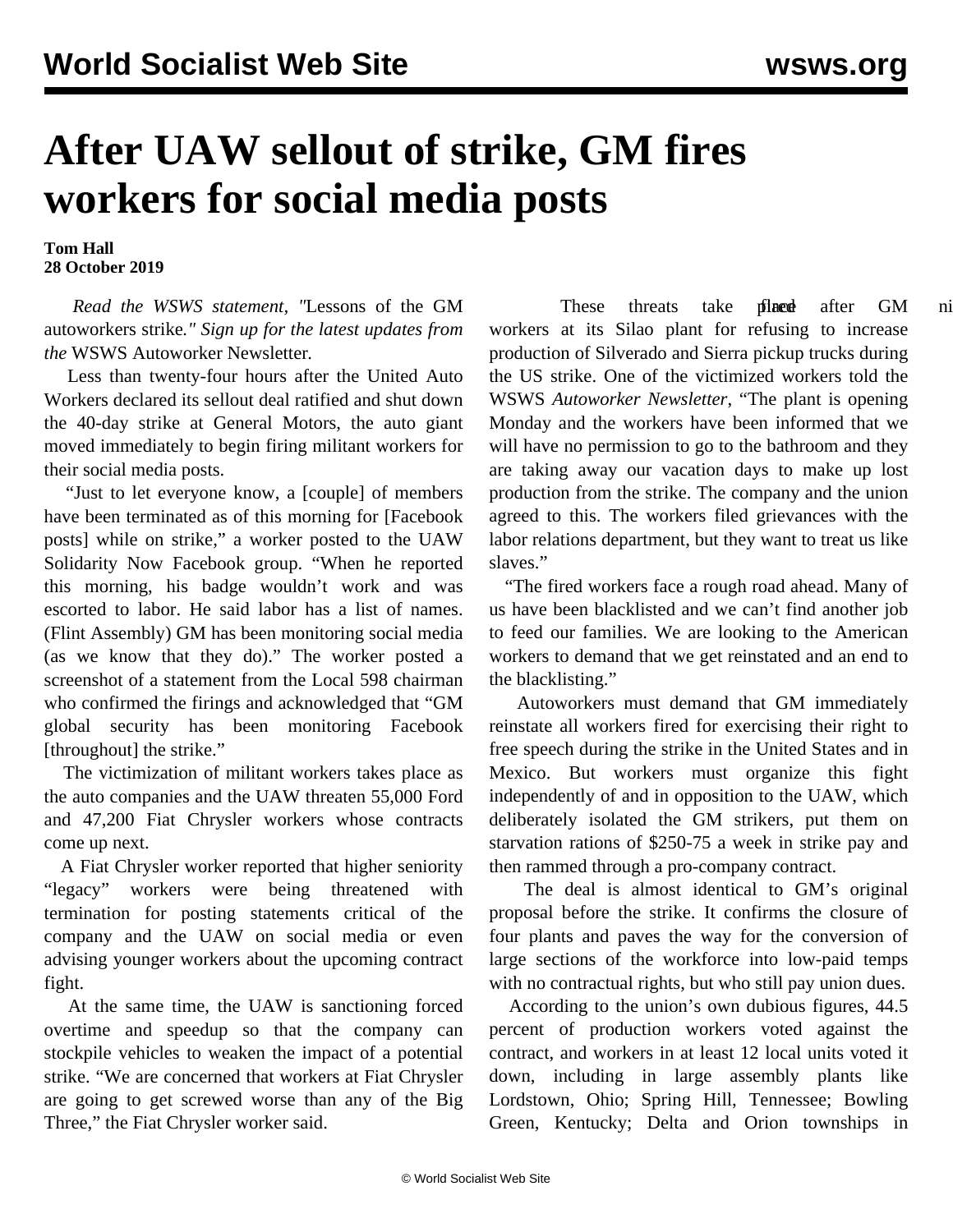# After UAW sellout of strike, GM fires workers for social media posts

**Tom Hall**
**28 October 2019**

*Read the WSWS statement, "*Lessons of the GM autoworkers strike*." Sign up for the latest updates from the* WSWS Autoworker Newsletter*.*

Less than twenty-four hours after the United Auto Workers declared its sellout deal ratified and shut down the 40-day strike at General Motors, the auto giant moved immediately to begin firing militant workers for their social media posts.

"Just to let everyone know, a [couple] of members have been terminated as of this morning for [Facebook posts] while on strike," a worker posted to the UAW Solidarity Now Facebook group. "When he reported this morning, his badge wouldn't work and was escorted to labor. He said labor has a list of names. (Flint Assembly) GM has been monitoring social media (as we know that they do)." The worker posted a screenshot of a statement from the Local 598 chairman who confirmed the firings and acknowledged that "GM global security has been monitoring Facebook [throughout] the strike."

The victimization of militant workers takes place as the auto companies and the UAW threaten 55,000 Ford and 47,200 Fiat Chrysler workers whose contracts come up next.

A Fiat Chrysler worker reported that higher seniority "legacy" workers were being threatened with termination for posting statements critical of the company and the UAW on social media or even advising younger workers about the upcoming contract fight.

At the same time, the UAW is sanctioning forced overtime and speedup so that the company can stockpile vehicles to weaken the impact of a potential strike. "We are concerned that workers at Fiat Chrysler are going to get screwed worse than any of the Big Three," the Fiat Chrysler worker said.

These threats take place after GM fired ni workers at its Silao plant for refusing to increase production of Silverado and Sierra pickup trucks during the US strike. One of the victimized workers told the WSWS *Autoworker Newsletter*, "The plant is opening Monday and the workers have been informed that we will have no permission to go to the bathroom and they are taking away our vacation days to make up lost production from the strike. The company and the union agreed to this. The workers filed grievances with the labor relations department, but they want to treat us like slaves."

"The fired workers face a rough road ahead. Many of us have been blacklisted and we can't find another job to feed our families. We are looking to the American workers to demand that we get reinstated and an end to the blacklisting."

Autoworkers must demand that GM immediately reinstate all workers fired for exercising their right to free speech during the strike in the United States and in Mexico. But workers must organize this fight independently of and in opposition to the UAW, which deliberately isolated the GM strikers, put them on starvation rations of $250-75 a week in strike pay and then rammed through a pro-company contract.

The deal is almost identical to GM's original proposal before the strike. It confirms the closure of four plants and paves the way for the conversion of large sections of the workforce into low-paid temps with no contractual rights, but who still pay union dues.

According to the union's own dubious figures, 44.5 percent of production workers voted against the contract, and workers in at least 12 local units voted it down, including in large assembly plants like Lordstown, Ohio; Spring Hill, Tennessee; Bowling Green, Kentucky; Delta and Orion townships in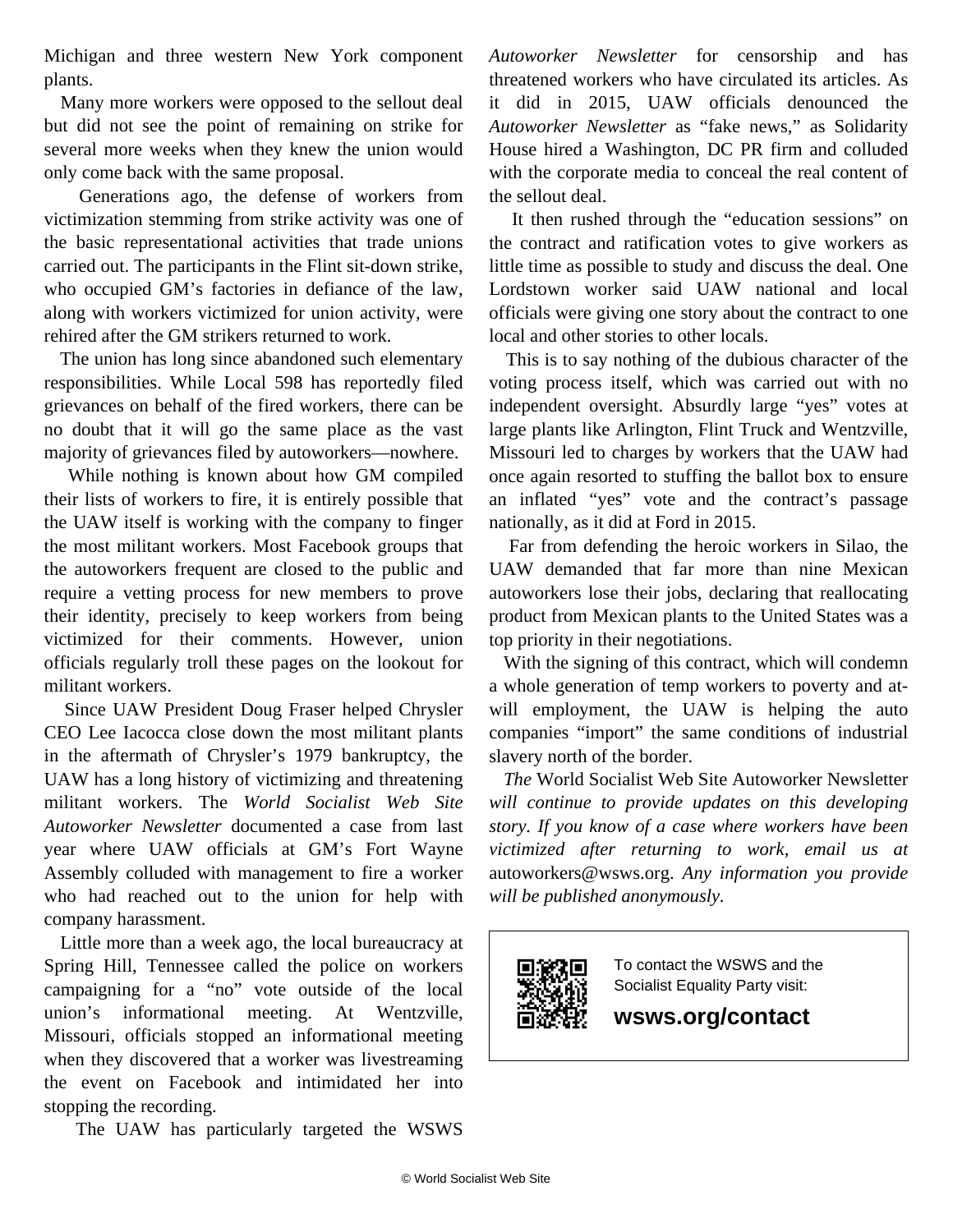Michigan and three western New York component plants.

Many more workers were opposed to the sellout deal but did not see the point of remaining on strike for several more weeks when they knew the union would only come back with the same proposal.

Generations ago, the defense of workers from victimization stemming from strike activity was one of the basic representational activities that trade unions carried out. The participants in the Flint sit-down strike, who occupied GM's factories in defiance of the law, along with workers victimized for union activity, were rehired after the GM strikers returned to work.

The union has long since abandoned such elementary responsibilities. While Local 598 has reportedly filed grievances on behalf of the fired workers, there can be no doubt that it will go the same place as the vast majority of grievances filed by autoworkers—nowhere.

While nothing is known about how GM compiled their lists of workers to fire, it is entirely possible that the UAW itself is working with the company to finger the most militant workers. Most Facebook groups that the autoworkers frequent are closed to the public and require a vetting process for new members to prove their identity, precisely to keep workers from being victimized for their comments. However, union officials regularly troll these pages on the lookout for militant workers.

Since UAW President Doug Fraser helped Chrysler CEO Lee Iacocca close down the most militant plants in the aftermath of Chrysler's 1979 bankruptcy, the UAW has a long history of victimizing and threatening militant workers. The *World Socialist Web Site Autoworker Newsletter* documented a case from last year where UAW officials at GM's Fort Wayne Assembly colluded with management to fire a worker who had reached out to the union for help with company harassment.

Little more than a week ago, the local bureaucracy at Spring Hill, Tennessee called the police on workers campaigning for a "no" vote outside of the local union's informational meeting. At Wentzville, Missouri, officials stopped an informational meeting when they discovered that a worker was livestreaming the event on Facebook and intimidated her into stopping the recording.

The UAW has particularly targeted the WSWS *Autoworker Newsletter* for censorship and has threatened workers who have circulated its articles. As it did in 2015, UAW officials denounced the *Autoworker Newsletter* as "fake news," as Solidarity House hired a Washington, DC PR firm and colluded with the corporate media to conceal the real content of the sellout deal.

It then rushed through the "education sessions" on the contract and ratification votes to give workers as little time as possible to study and discuss the deal. One Lordstown worker said UAW national and local officials were giving one story about the contract to one local and other stories to other locals.

This is to say nothing of the dubious character of the voting process itself, which was carried out with no independent oversight. Absurdly large "yes" votes at large plants like Arlington, Flint Truck and Wentzville, Missouri led to charges by workers that the UAW had once again resorted to stuffing the ballot box to ensure an inflated "yes" vote and the contract's passage nationally, as it did at Ford in 2015.

Far from defending the heroic workers in Silao, the UAW demanded that far more than nine Mexican autoworkers lose their jobs, declaring that reallocating product from Mexican plants to the United States was a top priority in their negotiations.

With the signing of this contract, which will condemn a whole generation of temp workers to poverty and at-will employment, the UAW is helping the auto companies "import" the same conditions of industrial slavery north of the border.

*The* World Socialist Web Site Autoworker Newsletter *will continue to provide updates on this developing story. If you know of a case where workers have been victimized after returning to work, email us at* autoworkers@wsws.org. *Any information you provide will be published anonymously.*

To contact the WSWS and the Socialist Equality Party visit:

**wsws.org/contact**